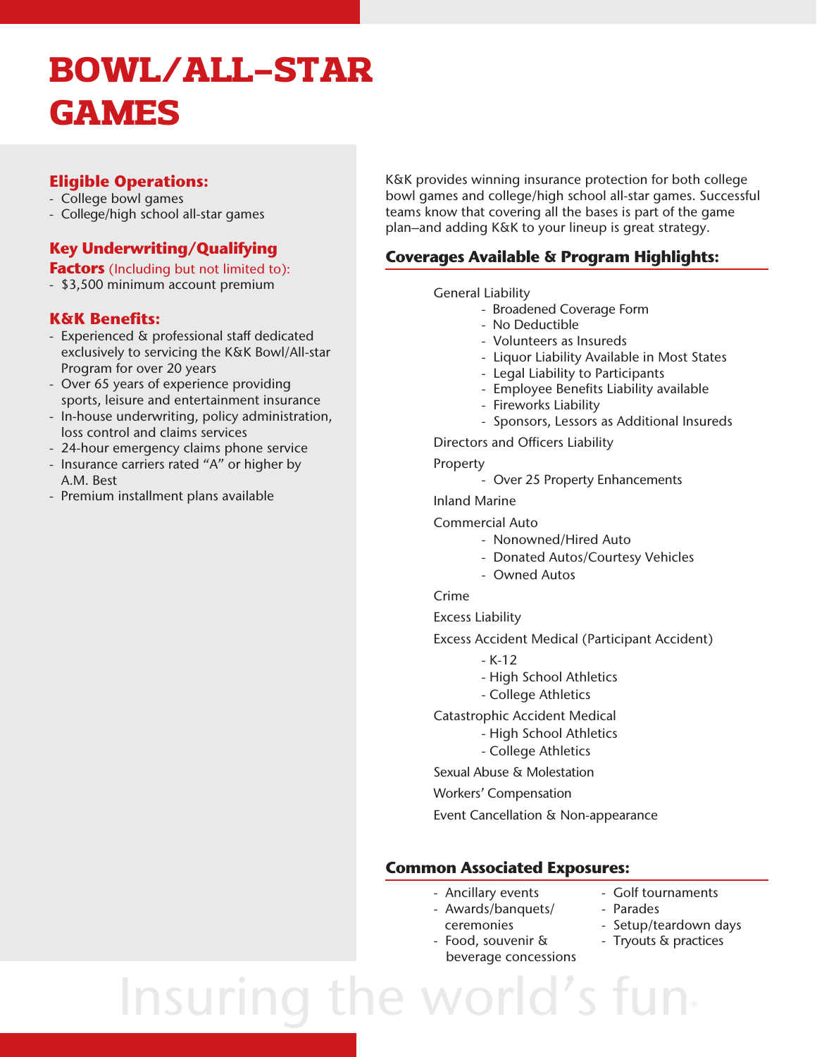# BOWL/ALL-STAR GAMES

### Eligible Operations:

- College bowl games
- College/high school all-star games

### Key Underwriting/Qualifying Factors (Including but not limited to):

- $3,500 minimum account premium

### K&K Benefits:

- Experienced & professional staff dedicated exclusively to servicing the K&K Bowl/All-star Program for over 20 years
- Over 65 years of experience providing sports, leisure and entertainment insurance
- In-house underwriting, policy administration, loss control and claims services
- 24-hour emergency claims phone service
- Insurance carriers rated "A" or higher by A.M. Best
- Premium installment plans available

K&K provides winning insurance protection for both college bowl games and college/high school all-star games. Successful teams know that covering all the bases is part of the game plan–and adding K&K to your lineup is great strategy.

### Coverages Available & Program Highlights:

General Liability
- Broadened Coverage Form
- No Deductible
- Volunteers as Insureds
- Liquor Liability Available in Most States
- Legal Liability to Participants
- Employee Benefits Liability available
- Fireworks Liability
- Sponsors, Lessors as Additional Insureds

Directors and Officers Liability

Property
- Over 25 Property Enhancements

Inland Marine

Commercial Auto
- Nonowned/Hired Auto
- Donated Autos/Courtesy Vehicles
- Owned Autos

Crime

Excess Liability

Excess Accident Medical (Participant Accident)
- K-12
- High School Athletics
- College Athletics

Catastrophic Accident Medical
- High School Athletics
- College Athletics

Sexual Abuse & Molestation

Workers' Compensation

Event Cancellation & Non-appearance

### Common Associated Exposures:

- Ancillary events
- Awards/banquets/ceremonies
- Food, souvenir & beverage concessions
- Golf tournaments
- Parades
- Setup/teardown days
- Tryouts & practices

Insuring the world's fun®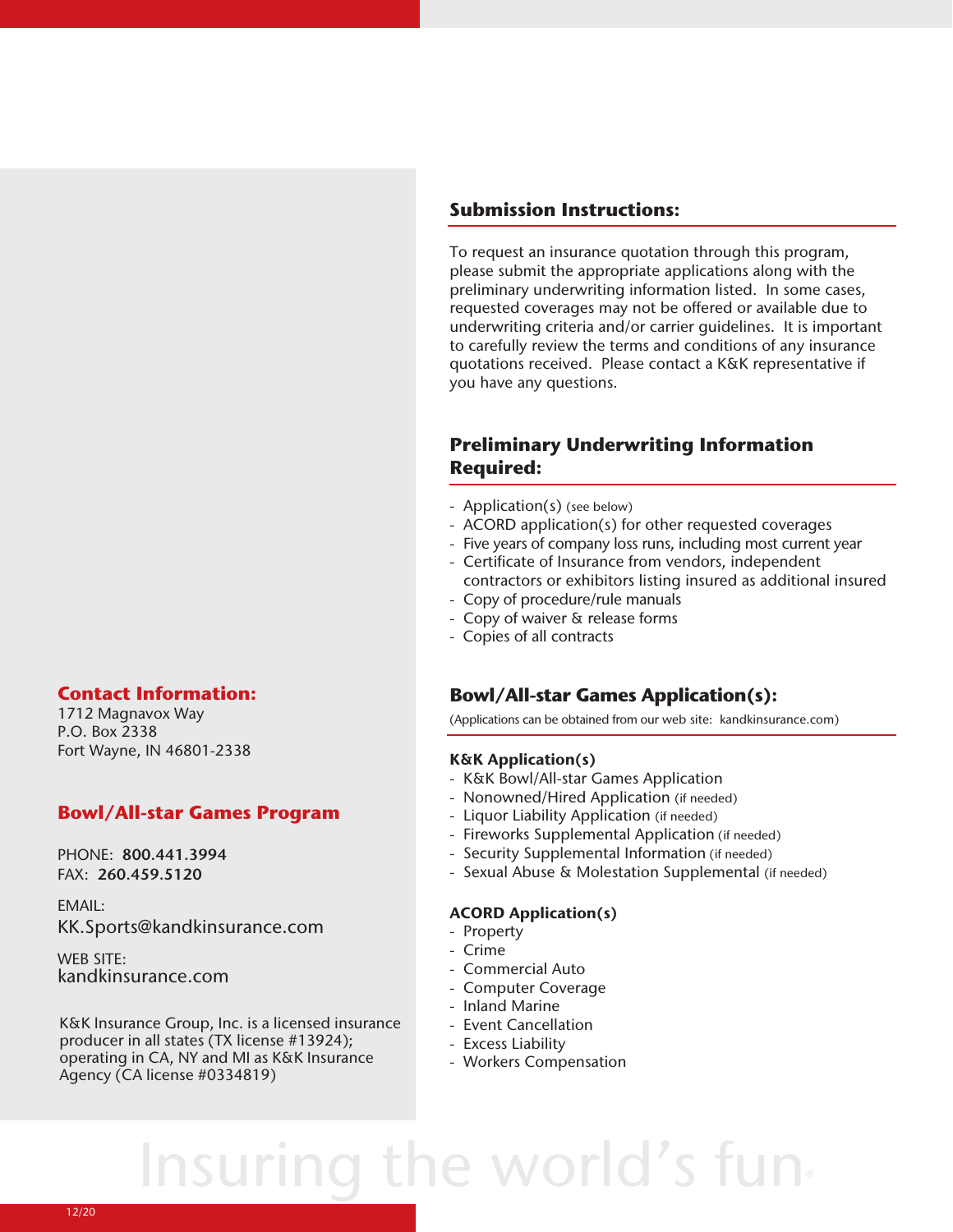## Submission Instructions:

To request an insurance quotation through this program, please submit the appropriate applications along with the preliminary underwriting information listed. In some cases, requested coverages may not be offered or available due to underwriting criteria and/or carrier guidelines. It is important to carefully review the terms and conditions of any insurance quotations received. Please contact a K&K representative if you have any questions.

## Preliminary Underwriting Information Required:

- Application(s) (see below)
- ACORD application(s) for other requested coverages
- Five years of company loss runs, including most current year
- Certificate of Insurance from vendors, independent contractors or exhibitors listing insured as additional insured
- Copy of procedure/rule manuals
- Copy of waiver & release forms
- Copies of all contracts

## Bowl/All-star Games Application(s):

(Applications can be obtained from our web site: kandkinsurance.com)

**K&K Application(s)**

- K&K Bowl/All-star Games Application
- Nonowned/Hired Application (if needed)
- Liquor Liability Application (if needed)
- Fireworks Supplemental Application (if needed)
- Security Supplemental Information (if needed)
- Sexual Abuse & Molestation Supplemental (if needed)

**ACORD Application(s)**

- Property
- Crime
- Commercial Auto
- Computer Coverage
- Inland Marine
- Event Cancellation
- Excess Liability
- Workers Compensation

## Contact Information:

1712 Magnavox Way
P.O. Box 2338
Fort Wayne, IN 46801-2338

## Bowl/All-star Games Program

PHONE: **800.441.3994**
FAX: **260.459.5120**

EMAIL:
KK.Sports@kandkinsurance.com

WEB SITE:
kandkinsurance.com

K&K Insurance Group, Inc. is a licensed insurance producer in all states (TX license #13924); operating in CA, NY and MI as K&K Insurance Agency (CA license #0334819)

Insuring the world's fun®

12/20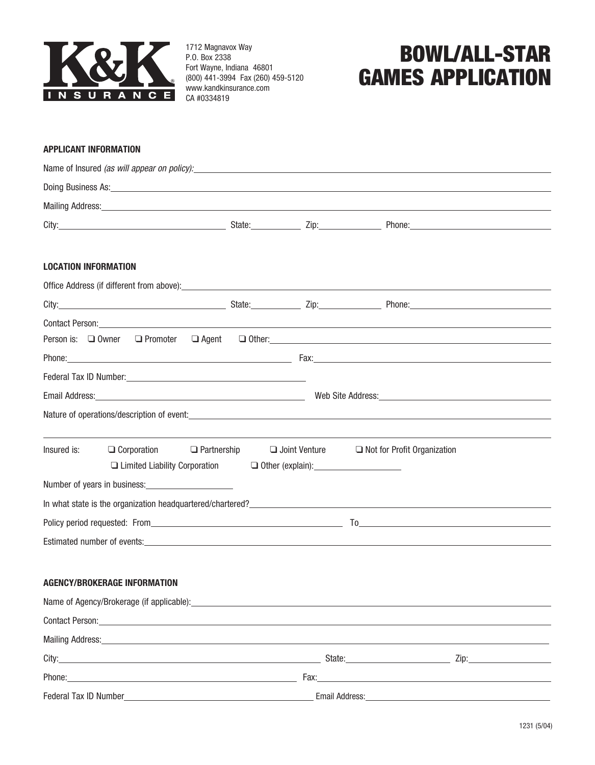K&K INSURANCE

1712 Magnavox Way
P.O. Box 2338
Fort Wayne, Indiana 46801
(800) 441-3994 Fax (260) 459-5120
www.kandkinsurance.com
CA #0334819

# BOWL/ALL-STAR GAMES APPLICATION

**APPLICANT INFORMATION**

Name of Insured *(as will appear on policy)*: ____________________

Doing Business As: ____________________

Mailing Address: ____________________

City: ____________________ State: __________ Zip: __________ Phone: ____________________

**LOCATION INFORMATION**

Office Address (if different from above): ____________________

City: ____________________ State: __________ Zip: __________ Phone: ____________________

Contact Person: ____________________

Person is: ❑ Owner ❑ Promoter ❑ Agent ❑ Other: ____________________

Phone: ____________________ Fax: ____________________

Federal Tax ID Number: ____________________

Email Address: ____________________ Web Site Address: ____________________

Nature of operations/description of event: ____________________

____________________

Insured is: ❑ Corporation ❑ Partnership ❑ Joint Venture ❑ Not for Profit Organization
❑ Limited Liability Corporation ❑ Other (explain): ____________________

Number of years in business: ____________________

In what state is the organization headquartered/chartered? ____________________

Policy period requested: From ____________________ To ____________________

Estimated number of events: ____________________

**AGENCY/BROKERAGE INFORMATION**

Name of Agency/Brokerage (if applicable): ____________________

Contact Person: ____________________

Mailing Address: ____________________

City: ____________________ State: ____________________ Zip: ____________________

Phone: ____________________ Fax: ____________________

Federal Tax ID Number ____________________ Email Address: ____________________

1231 (5/04)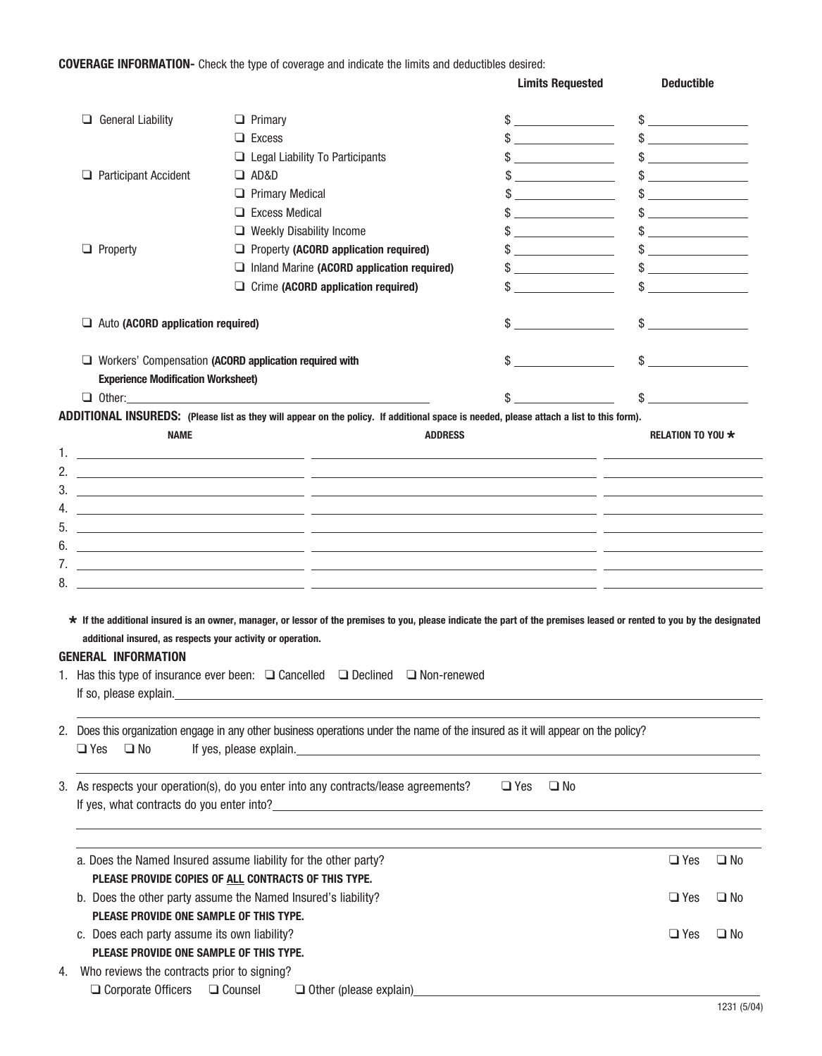**COVERAGE INFORMATION-** Check the type of coverage and indicate the limits and deductibles desired:

| | | Limits Requested | Deductible |
|---|---|---|---|
| ❑ General Liability | ❑ Primary | $ ______ | $ ______ |
| | ❑ Excess | $ ______ | $ ______ |
| | ❑ Legal Liability To Participants | $ ______ | $ ______ |
| ❑ Participant Accident | ❑ AD&D | $ ______ | $ ______ |
| | ❑ Primary Medical | $ ______ | $ ______ |
| | ❑ Excess Medical | $ ______ | $ ______ |
| | ❑ Weekly Disability Income | $ ______ | $ ______ |
| ❑ Property | ❑ Property **(ACORD application required)** | $ ______ | $ ______ |
| | ❑ Inland Marine **(ACORD application required)** | $ ______ | $ ______ |
| | ❑ Crime **(ACORD application required)** | $ ______ | $ ______ |
| ❑ Auto **(ACORD application required)** | | $ ______ | $ ______ |
| ❑ Workers' Compensation **(ACORD application required with Experience Modification Worksheet)** | | $ ______ | $ ______ |
| ❑ Other: ______ | | $ ______ | $ ______ |

**ADDITIONAL INSUREDS:** **(Please list as they will appear on the policy. If additional space is needed, please attach a list to this form).**

| | NAME | ADDRESS | RELATION TO YOU * |
|---|---|---|---|
| 1. | | | |
| 2. | | | |
| 3. | | | |
| 4. | | | |
| 5. | | | |
| 6. | | | |
| 7. | | | |
| 8. | | | |

**\* If the additional insured is an owner, manager, or lessor of the premises to you, please indicate the part of the premises leased or rented to you by the designated additional insured, as respects your activity or operation.**

**GENERAL INFORMATION**

1. Has this type of insurance ever been: ❑ Cancelled ❑ Declined ❑ Non-renewed
   If so, please explain. ______

2. Does this organization engage in any other business operations under the name of the insured as it will appear on the policy?
   ❑ Yes ❑ No If yes, please explain. ______

3. As respects your operation(s), do you enter into any contracts/lease agreements? ❑ Yes ❑ No
   If yes, what contracts do you enter into? ______

   a. Does the Named Insured assume liability for the other party? ❑ Yes ❑ No
   **PLEASE PROVIDE COPIES OF ALL CONTRACTS OF THIS TYPE.**

   b. Does the other party assume the Named Insured's liability? ❑ Yes ❑ No
   **PLEASE PROVIDE ONE SAMPLE OF THIS TYPE.**

   c. Does each party assume its own liability? ❑ Yes ❑ No
   **PLEASE PROVIDE ONE SAMPLE OF THIS TYPE.**

4. Who reviews the contracts prior to signing?
   ❑ Corporate Officers ❑ Counsel ❑ Other (please explain) ______

1231 (5/04)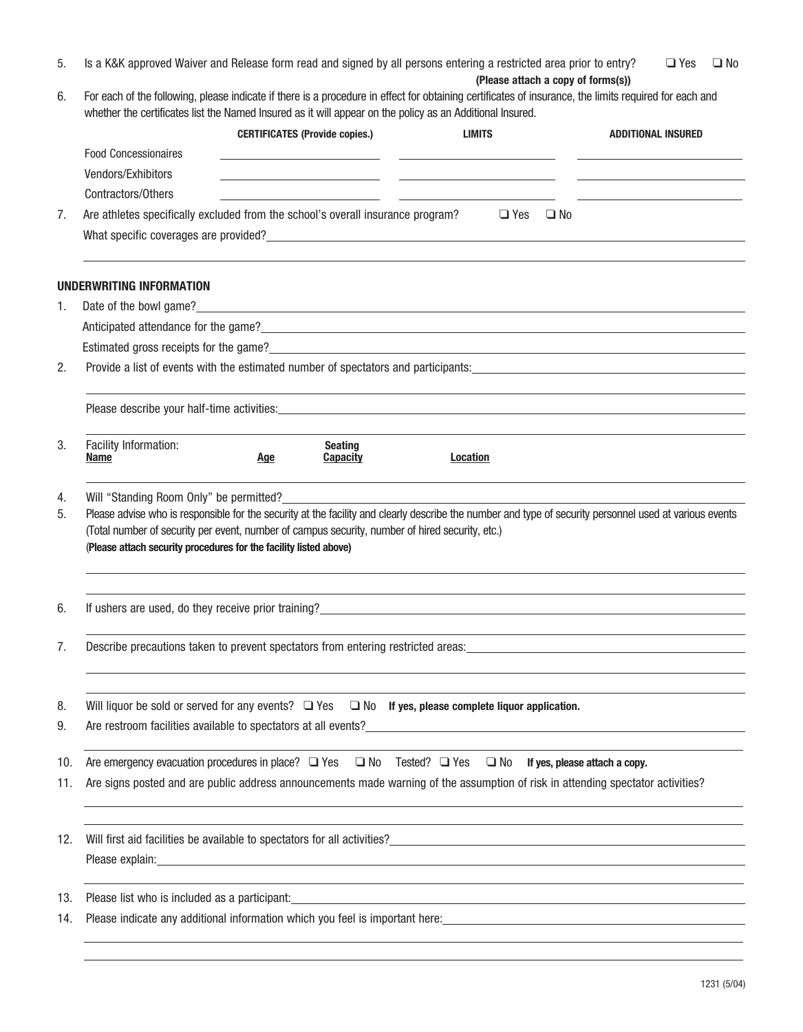5. Is a K&K approved Waiver and Release form read and signed by all persons entering a restricted area prior to entry? ❑ Yes ❑ No
**(Please attach a copy of forms(s))**

6. For each of the following, please indicate if there is a procedure in effect for obtaining certificates of insurance, the limits required for each and whether the certificates list the Named Insured as it will appear on the policy as an Additional Insured.

| | CERTIFICATES (Provide copies.) | LIMITS | ADDITIONAL INSURED |
|---|---|---|---|
| Food Concessionaires | | | |
| Vendors/Exhibitors | | | |
| Contractors/Others | | | |

7. Are athletes specifically excluded from the school's overall insurance program? ❑ Yes ❑ No
What specific coverages are provided?

## UNDERWRITING INFORMATION

1. Date of the bowl game?
Anticipated attendance for the game?
Estimated gross receipts for the game?
2. Provide a list of events with the estimated number of spectators and participants:

Please describe your half-time activities:

3. Facility Information:

| Name | Age | Seating Capacity | Location |
|---|---|---|---|
| | | | |

4. Will "Standing Room Only" be permitted?
5. Please advise who is responsible for the security at the facility and clearly describe the number and type of security personnel used at various events (Total number of security per event, number of campus security, number of hired security, etc.)
**(Please attach security procedures for the facility listed above)**

6. If ushers are used, do they receive prior training?

7. Describe precautions taken to prevent spectators from entering restricted areas:

8. Will liquor be sold or served for any events? ❑ Yes ❑ No **If yes, please complete liquor application.**
9. Are restroom facilities available to spectators at all events?

10. Are emergency evacuation procedures in place? ❑ Yes ❑ No Tested? ❑ Yes ❑ No **If yes, please attach a copy.**
11. Are signs posted and are public address announcements made warning of the assumption of risk in attending spectator activities?

12. Will first aid facilities be available to spectators for all activities?
Please explain:

13. Please list who is included as a participant:
14. Please indicate any additional information which you feel is important here:

1231 (5/04)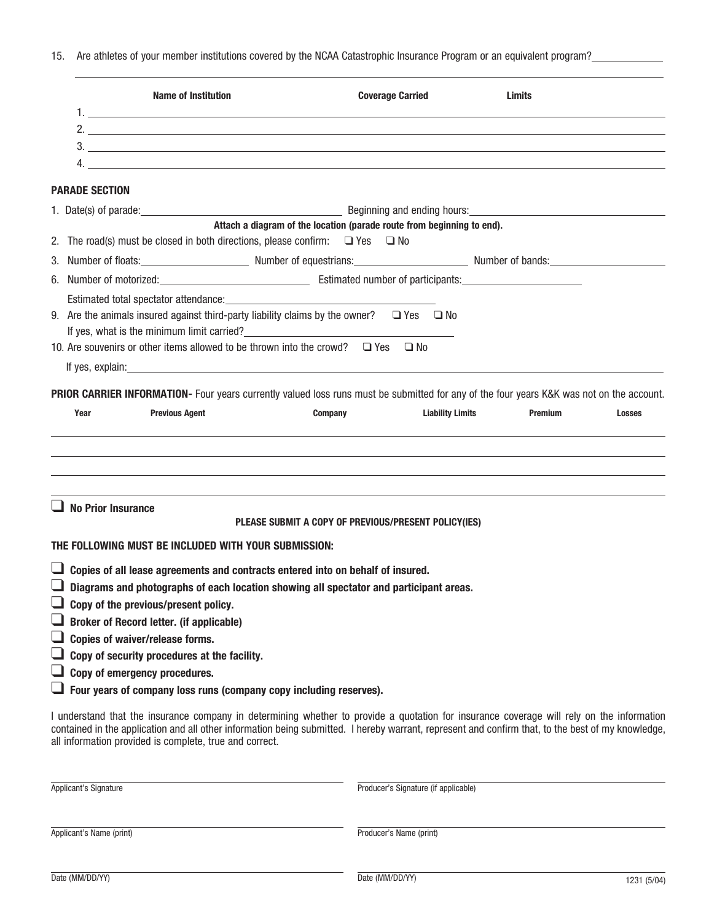15. Are athletes of your member institutions covered by the NCAA Catastrophic Insurance Program or an equivalent program? ____________

| Name of Institution | Coverage Carried | Limits |
|---|---|---|
| 1. | | |
| 2. | | |
| 3. | | |
| 4. | | |

**PARADE SECTION**

1. Date(s) of parade: ______________________ Beginning and ending hours: ______________________

**Attach a diagram of the location (parade route from beginning to end).**

2. The road(s) must be closed in both directions, please confirm: ☐ Yes ☐ No
3. Number of floats: ____________ Number of equestrians: ____________ Number of bands: ____________
6. Number of motorized: ____________ Estimated number of participants: ____________

   Estimated total spectator attendance: ____________

9. Are the animals insured against third-party liability claims by the owner? ☐ Yes ☐ No

   If yes, what is the minimum limit carried? ____________

10. Are souvenirs or other items allowed to be thrown into the crowd? ☐ Yes ☐ No

   If yes, explain: ____________

**PRIOR CARRIER INFORMATION-** Four years currently valued loss runs must be submitted for any of the four years K&K was not on the account.

| Year | Previous Agent | Company | Liability Limits | Premium | Losses |
|---|---|---|---|---|---|
| | | | | | |
| | | | | | |
| | | | | | |
| | | | | | |

☐ **No Prior Insurance**

**PLEASE SUBMIT A COPY OF PREVIOUS/PRESENT POLICY(IES)**

**THE FOLLOWING MUST BE INCLUDED WITH YOUR SUBMISSION:**

- ☐ **Copies of all lease agreements and contracts entered into on behalf of insured.**
- ☐ **Diagrams and photographs of each location showing all spectator and participant areas.**
- ☐ **Copy of the previous/present policy.**
- ☐ **Broker of Record letter. (if applicable)**
- ☐ **Copies of waiver/release forms.**
- ☐ **Copy of security procedures at the facility.**
- ☐ **Copy of emergency procedures.**
- ☐ **Four years of company loss runs (company copy including reserves).**

I understand that the insurance company in determining whether to provide a quotation for insurance coverage will rely on the information contained in the application and all other information being submitted. I hereby warrant, represent and confirm that, to the best of my knowledge, all information provided is complete, true and correct.

Applicant's Signature ______________________ Producer's Signature (if applicable) ______________________

Applicant's Name (print) ______________________ Producer's Name (print) ______________________

Date (MM/DD/YY) ______________________ Date (MM/DD/YY) ______________________

1231 (5/04)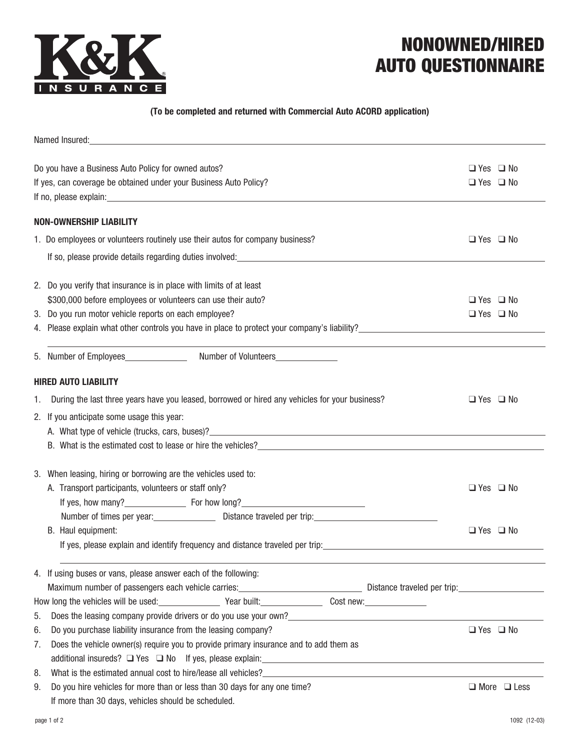K&K INSURANCE

# NONOWNED/HIRED AUTO QUESTIONNAIRE

**(To be completed and returned with Commercial Auto ACORD application)**

Named Insured: ____________________

Do you have a Business Auto Policy for owned autos? ☐ Yes ☐ No

If yes, can coverage be obtained under your Business Auto Policy? ☐ Yes ☐ No

If no, please explain: ____________________

**NON-OWNERSHIP LIABILITY**

1. Do employees or volunteers routinely use their autos for company business? ☐ Yes ☐ No

   If so, please provide details regarding duties involved: ____________________

2. Do you verify that insurance is in place with limits of at least $300,000 before employees or volunteers can use their auto? ☐ Yes ☐ No
3. Do you run motor vehicle reports on each employee? ☐ Yes ☐ No
4. Please explain what other controls you have in place to protect your company's liability? ____________________
5. Number of Employees __________ Number of Volunteers __________

**HIRED AUTO LIABILITY**

1. During the last three years have you leased, borrowed or hired any vehicles for your business? ☐ Yes ☐ No
2. If you anticipate some usage this year:
   - A. What type of vehicle (trucks, cars, buses)? ____________________
   - B. What is the estimated cost to lease or hire the vehicles? ____________________
3. When leasing, hiring or borrowing are the vehicles used to:
   - A. Transport participants, volunteers or staff only? ☐ Yes ☐ No

     If yes, how many? __________ For how long? __________

     Number of times per year: __________ Distance traveled per trip: __________
   - B. Haul equipment: ☐ Yes ☐ No

     If yes, please explain and identify frequency and distance traveled per trip: ____________________
4. If using buses or vans, please answer each of the following:

   Maximum number of passengers each vehicle carries: __________ Distance traveled per trip: __________

   How long the vehicles will be used: __________ Year built: __________ Cost new: __________
5. Does the leasing company provide drivers or do you use your own? ____________________
6. Do you purchase liability insurance from the leasing company? ☐ Yes ☐ No
7. Does the vehicle owner(s) require you to provide primary insurance and to add them as additional insureds? ☐ Yes ☐ No If yes, please explain: ____________________
8. What is the estimated annual cost to hire/lease all vehicles? ____________________
9. Do you hire vehicles for more than or less than 30 days for any one time? ☐ More ☐ Less

   If more than 30 days, vehicles should be scheduled.

1092 (12-03)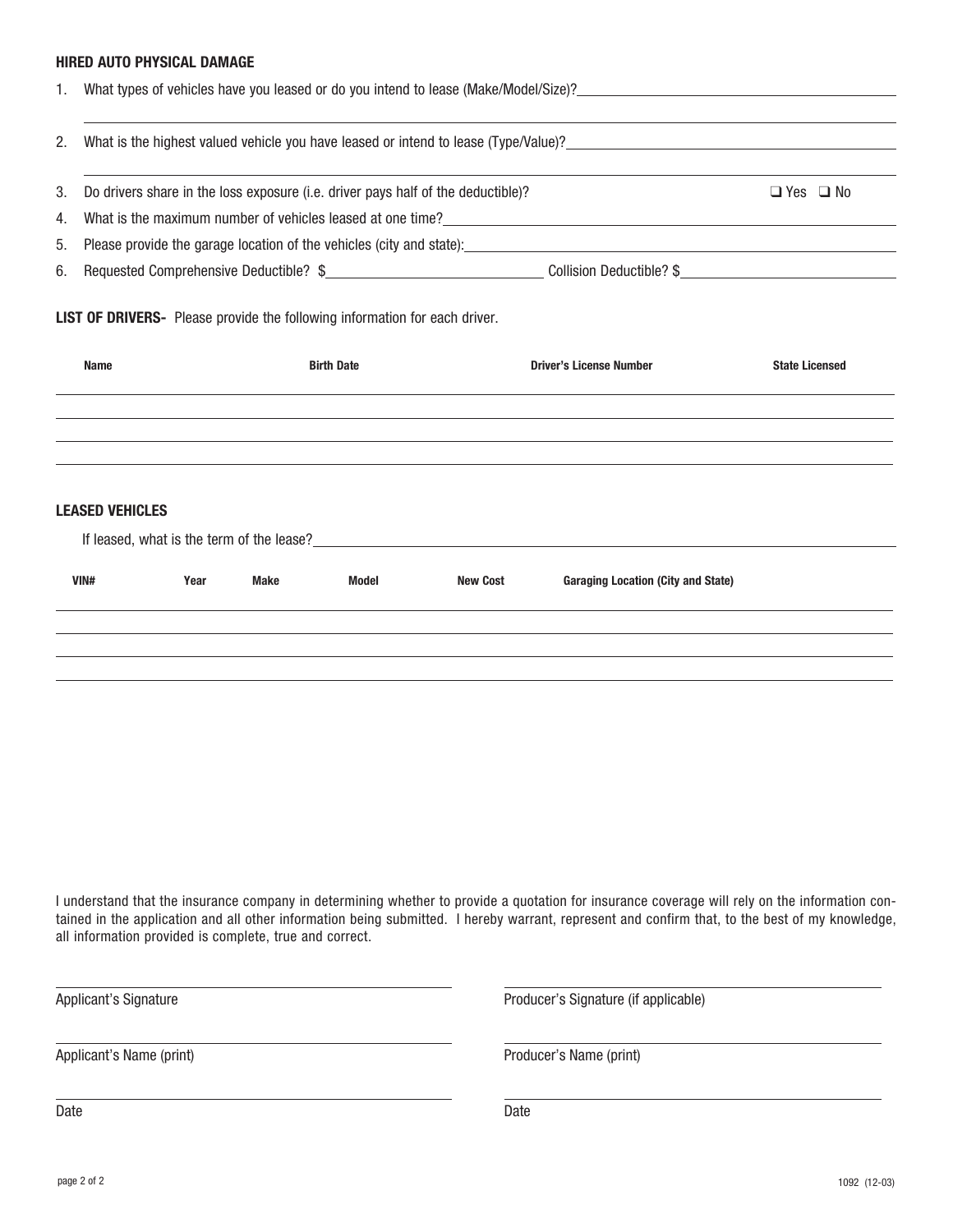**HIRED AUTO PHYSICAL DAMAGE**

1. What types of vehicles have you leased or do you intend to lease (Make/Model/Size)? \_\_\_\_\_\_\_\_\_\_\_\_\_\_\_\_\_\_\_\_

2. What is the highest valued vehicle you have leased or intend to lease (Type/Value)? \_\_\_\_\_\_\_\_\_\_\_\_\_\_\_\_\_\_\_\_

3. Do drivers share in the loss exposure (i.e. driver pays half of the deductible)? ❑ Yes ❑ No

4. What is the maximum number of vehicles leased at one time? \_\_\_\_\_\_\_\_\_\_\_\_\_\_\_\_\_\_\_\_

5. Please provide the garage location of the vehicles (city and state): \_\_\_\_\_\_\_\_\_\_\_\_\_\_\_\_\_\_\_\_

6. Requested Comprehensive Deductible? $\_\_\_\_\_\_\_\_\_\_\_\_ Collision Deductible? $\_\_\_\_\_\_\_\_\_\_\_\_

**LIST OF DRIVERS-** Please provide the following information for each driver.

| Name | Birth Date | Driver's License Number | State Licensed |
|---|---|---|---|
| | | | |
| | | | |
| | | | |
| | | | |

**LEASED VEHICLES**

If leased, what is the term of the lease? \_\_\_\_\_\_\_\_\_\_\_\_\_\_\_\_\_\_\_\_

| VIN# | Year | Make | Model | New Cost | Garaging Location (City and State) |
|---|---|---|---|---|---|
| | | | | | |
| | | | | | |
| | | | | | |
| | | | | | |

I understand that the insurance company in determining whether to provide a quotation for insurance coverage will rely on the information contained in the application and all other information being submitted. I hereby warrant, represent and confirm that, to the best of my knowledge, all information provided is complete, true and correct.

| | |
|---|---|
| \_\_\_\_\_\_\_\_\_\_\_\_\_\_\_\_\_\_\_\_ | \_\_\_\_\_\_\_\_\_\_\_\_\_\_\_\_\_\_\_\_ |
| Applicant's Signature | Producer's Signature (if applicable) |
| \_\_\_\_\_\_\_\_\_\_\_\_\_\_\_\_\_\_\_\_ | \_\_\_\_\_\_\_\_\_\_\_\_\_\_\_\_\_\_\_\_ |
| Applicant's Name (print) | Producer's Name (print) |
| \_\_\_\_\_\_\_\_\_\_\_\_\_\_\_\_\_\_\_\_ | \_\_\_\_\_\_\_\_\_\_\_\_\_\_\_\_\_\_\_\_ |
| Date | Date |

1092 (12-03)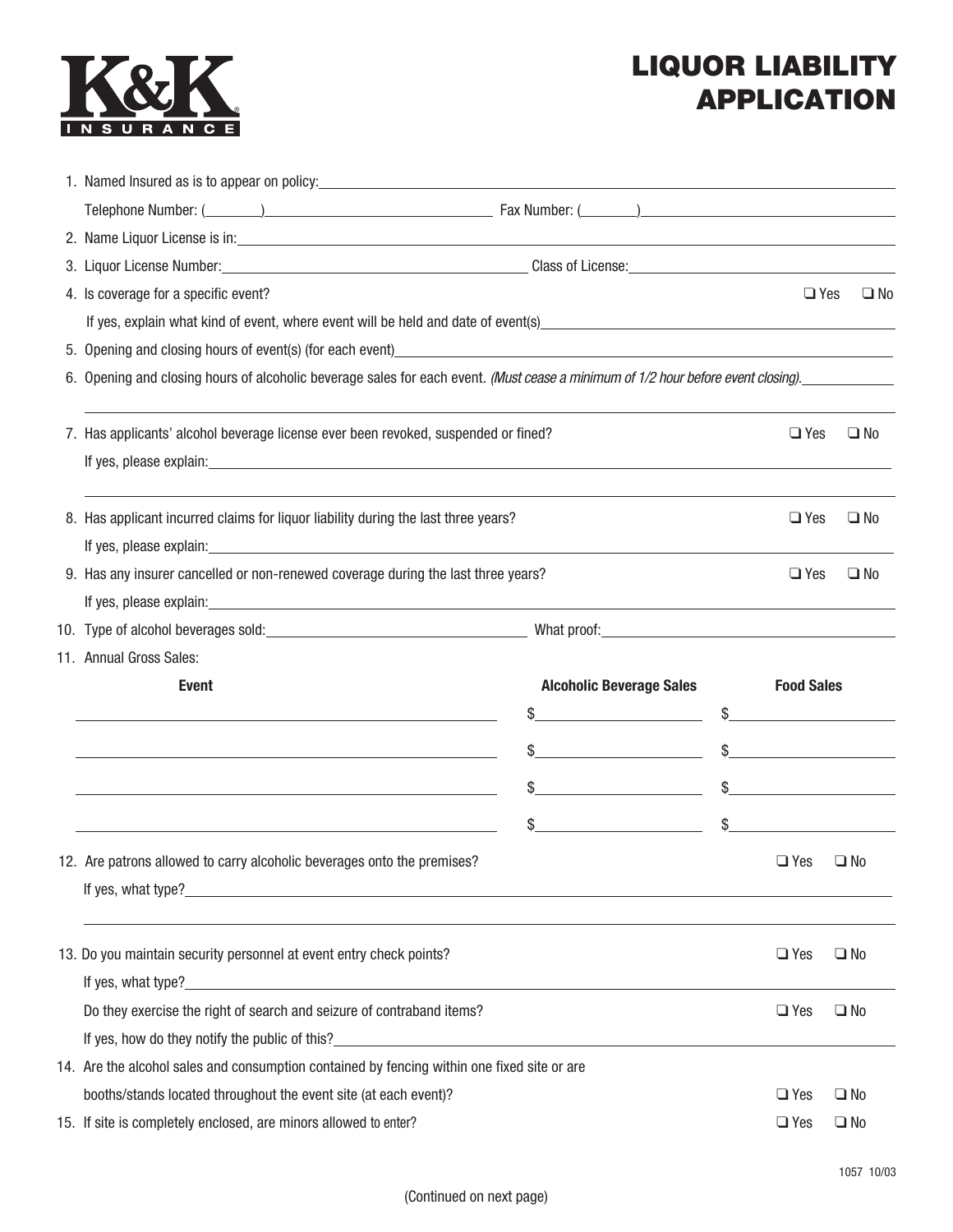K&K INSURANCE

# LIQUOR LIABILITY APPLICATION

1. Named Insured as is to appear on policy: \_\_\_\_\_\_\_\_\_\_\_\_\_\_\_\_\_\_\_\_

   Telephone Number: (\_\_\_\_\_\_) \_\_\_\_\_\_\_\_\_\_\_\_\_\_\_\_\_\_\_\_ Fax Number: (\_\_\_\_\_\_) \_\_\_\_\_\_\_\_\_\_\_\_\_\_\_\_\_\_\_\_

2. Name Liquor License is in: \_\_\_\_\_\_\_\_\_\_\_\_\_\_\_\_\_\_\_\_

3. Liquor License Number: \_\_\_\_\_\_\_\_\_\_\_\_\_\_\_\_\_\_\_\_ Class of License: \_\_\_\_\_\_\_\_\_\_\_\_\_\_\_\_\_\_\_\_

4. Is coverage for a specific event? ❑ Yes ❑ No

   If yes, explain what kind of event, where event will be held and date of event(s) \_\_\_\_\_\_\_\_\_\_\_\_\_\_\_\_\_\_\_\_

5. Opening and closing hours of event(s) (for each event) \_\_\_\_\_\_\_\_\_\_\_\_\_\_\_\_\_\_\_\_

6. Opening and closing hours of alcoholic beverage sales for each event. *(Must cease a minimum of 1/2 hour before event closing).* \_\_\_\_\_\_\_\_\_\_\_\_\_\_\_\_\_\_\_\_

7. Has applicants' alcohol beverage license ever been revoked, suspended or fined? ❑ Yes ❑ No

   If yes, please explain: \_\_\_\_\_\_\_\_\_\_\_\_\_\_\_\_\_\_\_\_

8. Has applicant incurred claims for liquor liability during the last three years? ❑ Yes ❑ No

   If yes, please explain: \_\_\_\_\_\_\_\_\_\_\_\_\_\_\_\_\_\_\_\_

9. Has any insurer cancelled or non-renewed coverage during the last three years? ❑ Yes ❑ No

   If yes, please explain: \_\_\_\_\_\_\_\_\_\_\_\_\_\_\_\_\_\_\_\_

10. Type of alcohol beverages sold: \_\_\_\_\_\_\_\_\_\_\_\_\_\_\_\_\_\_\_\_ What proof: \_\_\_\_\_\_\_\_\_\_\_\_\_\_\_\_\_\_\_\_

11. Annual Gross Sales:

| Event | Alcoholic Beverage Sales | Food Sales |
|---|---|---|
| | $ | $ |
| | $ | $ |
| | $ | $ |
| | $ | $ |

12. Are patrons allowed to carry alcoholic beverages onto the premises? ❑ Yes ❑ No

    If yes, what type? \_\_\_\_\_\_\_\_\_\_\_\_\_\_\_\_\_\_\_\_

13. Do you maintain security personnel at event entry check points? ❑ Yes ❑ No

    If yes, what type? \_\_\_\_\_\_\_\_\_\_\_\_\_\_\_\_\_\_\_\_

    Do they exercise the right of search and seizure of contraband items? ❑ Yes ❑ No

    If yes, how do they notify the public of this? \_\_\_\_\_\_\_\_\_\_\_\_\_\_\_\_\_\_\_\_

14. Are the alcohol sales and consumption contained by fencing within one fixed site or are booths/stands located throughout the event site (at each event)? ❑ Yes ❑ No

15. If site is completely enclosed, are minors allowed to enter? ❑ Yes ❑ No

1057 10/03

(Continued on next page)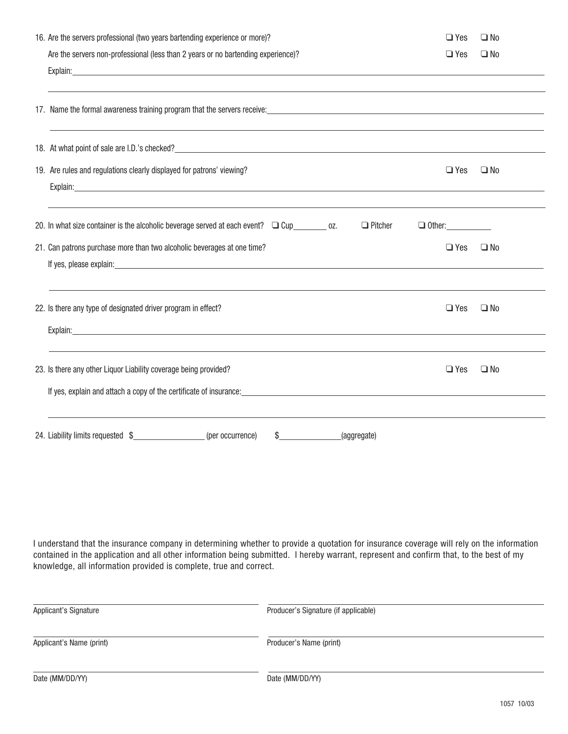16. Are the servers professional (two years bartending experience or more)? ❑ Yes ❑ No

 Are the servers non-professional (less than 2 years or no bartending experience)? ❑ Yes ❑ No

 Explain:\_\_\_\_\_\_\_\_\_\_\_\_\_\_\_\_\_\_\_\_\_\_\_\_\_\_\_\_\_\_\_\_\_\_\_\_\_\_\_\_

17. Name the formal awareness training program that the servers receive:\_\_\_\_\_\_\_\_\_\_\_\_\_\_\_\_\_\_\_\_\_\_\_\_\_\_\_\_\_\_\_\_\_\_\_\_\_\_\_\_

18. At what point of sale are I.D.'s checked?\_\_\_\_\_\_\_\_\_\_\_\_\_\_\_\_\_\_\_\_\_\_\_\_\_\_\_\_\_\_\_\_\_\_\_\_\_\_\_\_

19. Are rules and regulations clearly displayed for patrons' viewing? ❑ Yes ❑ No

 Explain:\_\_\_\_\_\_\_\_\_\_\_\_\_\_\_\_\_\_\_\_\_\_\_\_\_\_\_\_\_\_\_\_\_\_\_\_\_\_\_\_

20. In what size container is the alcoholic beverage served at each event? ❑ Cup\_\_\_\_\_\_\_\_ oz. ❑ Pitcher ❑ Other:\_\_\_\_\_\_\_\_\_\_

21. Can patrons purchase more than two alcoholic beverages at one time? ❑ Yes ❑ No

 If yes, please explain:\_\_\_\_\_\_\_\_\_\_\_\_\_\_\_\_\_\_\_\_\_\_\_\_\_\_\_\_\_\_\_\_\_\_\_\_\_\_\_\_

22. Is there any type of designated driver program in effect? ❑ Yes ❑ No

 Explain:\_\_\_\_\_\_\_\_\_\_\_\_\_\_\_\_\_\_\_\_\_\_\_\_\_\_\_\_\_\_\_\_\_\_\_\_\_\_\_\_

23. Is there any other Liquor Liability coverage being provided? ❑ Yes ❑ No

 If yes, explain and attach a copy of the certificate of insurance:\_\_\_\_\_\_\_\_\_\_\_\_\_\_\_\_\_\_\_\_\_\_\_\_\_\_\_\_\_\_\_\_\_\_\_\_\_\_\_\_

24. Liability limits requested $\_\_\_\_\_\_\_\_\_\_\_\_\_\_\_\_\_ (per occurrence) $\_\_\_\_\_\_\_\_\_\_\_\_\_\_\_(aggregate)

I understand that the insurance company in determining whether to provide a quotation for insurance coverage will rely on the information contained in the application and all other information being submitted. I hereby warrant, represent and confirm that, to the best of my knowledge, all information provided is complete, true and correct.

\_\_\_\_\_\_\_\_\_\_\_\_\_\_\_\_\_\_\_\_\_\_\_\_\_\_\_\_\_\_
Applicant's Signature

\_\_\_\_\_\_\_\_\_\_\_\_\_\_\_\_\_\_\_\_\_\_\_\_\_\_\_\_\_\_
Producer's Signature (if applicable)

\_\_\_\_\_\_\_\_\_\_\_\_\_\_\_\_\_\_\_\_\_\_\_\_\_\_\_\_\_\_
Applicant's Name (print)

\_\_\_\_\_\_\_\_\_\_\_\_\_\_\_\_\_\_\_\_\_\_\_\_\_\_\_\_\_\_
Producer's Name (print)

\_\_\_\_\_\_\_\_\_\_\_\_\_\_\_\_\_\_\_\_\_\_\_\_\_\_\_\_\_\_
Date (MM/DD/YY)

\_\_\_\_\_\_\_\_\_\_\_\_\_\_\_\_\_\_\_\_\_\_\_\_\_\_\_\_\_\_
Date (MM/DD/YY)

1057 10/03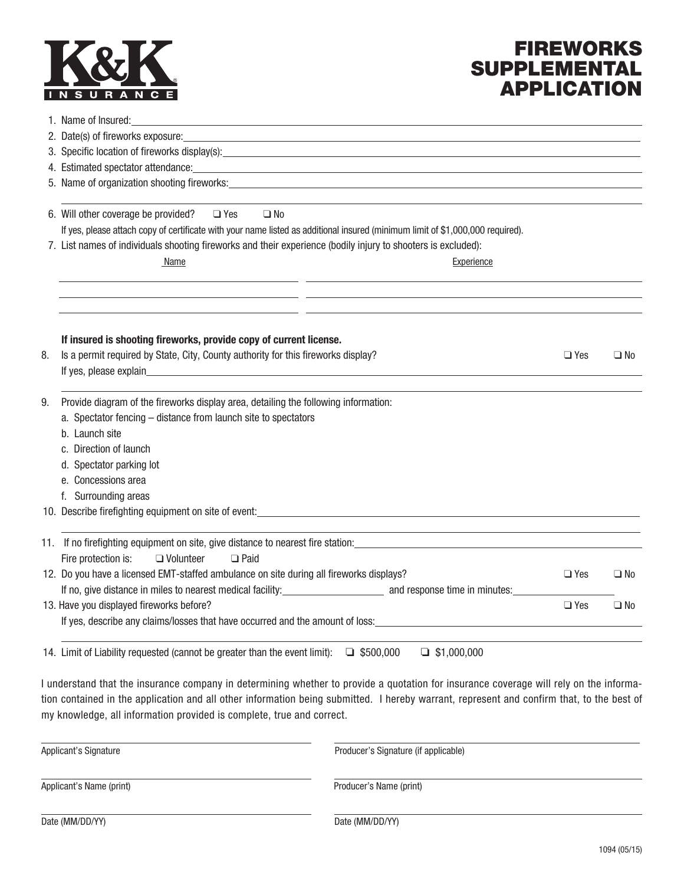K&K INSURANCE

# FIREWORKS SUPPLEMENTAL APPLICATION

1. Name of Insured: ______________________________
2. Date(s) of fireworks exposure: ______________________________
3. Specific location of fireworks display(s): ______________________________
4. Estimated spectator attendance: ______________________________
5. Name of organization shooting fireworks: ______________________________

______________________________

6. Will other coverage be provided? ❑ Yes ❑ No

   If yes, please attach copy of certificate with your name listed as additional insured (minimum limit of $1,000,000 required).

7. List names of individuals shooting fireworks and their experience (bodily injury to shooters is excluded):

| Name | Experience |
| --- | --- |
| | |
| | |
| | |

**If insured is shooting fireworks, provide copy of current license.**

8. Is a permit required by State, City, County authority for this fireworks display? ❑ Yes ❑ No

   If yes, please explain ______________________________

   ______________________________

9. Provide diagram of the fireworks display area, detailing the following information:
   a. Spectator fencing – distance from launch site to spectators
   b. Launch site
   c. Direction of launch
   d. Spectator parking lot
   e. Concessions area
   f. Surrounding areas

10. Describe firefighting equipment on site of event: ______________________________

    ______________________________

11. If no firefighting equipment on site, give distance to nearest fire station: ______________________________

    Fire protection is: ❑ Volunteer ❑ Paid

12. Do you have a licensed EMT-staffed ambulance on site during all fireworks displays? ❑ Yes ❑ No

    If no, give distance in miles to nearest medical facility: __________ and response time in minutes: __________

13. Have you displayed fireworks before? ❑ Yes ❑ No

    If yes, describe any claims/losses that have occurred and the amount of loss: ______________________________

    ______________________________

14. Limit of Liability requested (cannot be greater than the event limit): ❑ $500,000 ❑ $1,000,000

I understand that the insurance company in determining whether to provide a quotation for insurance coverage will rely on the information contained in the application and all other information being submitted. I hereby warrant, represent and confirm that, to the best of my knowledge, all information provided is complete, true and correct.

______________________________ Applicant's Signature

______________________________ Producer's Signature (if applicable)

______________________________ Applicant's Name (print)

______________________________ Producer's Name (print)

______________________________ Date (MM/DD/YY)

______________________________ Date (MM/DD/YY)

1094 (05/15)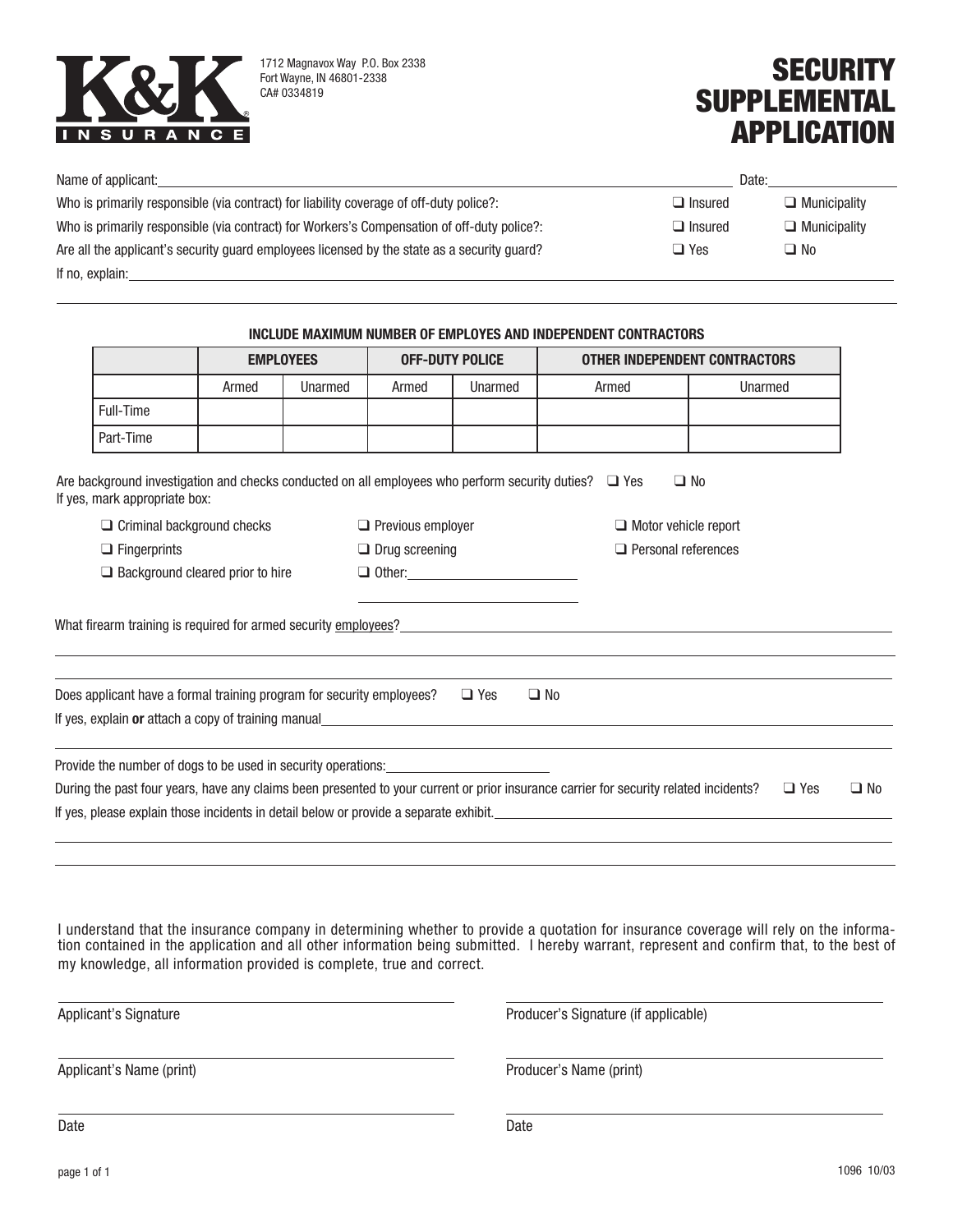K&K INSURANCE

1712 Magnavox Way P.O. Box 2338
Fort Wayne, IN 46801-2338
CA# 0334819

# SECURITY SUPPLEMENTAL APPLICATION

Name of applicant: ______________________________ Date: ____________

Who is primarily responsible (via contract) for liability coverage of off-duty police?: ❑ Insured ❑ Municipality

Who is primarily responsible (via contract) for Workers's Compensation of off-duty police?: ❑ Insured ❑ Municipality

Are all the applicant's security guard employees licensed by the state as a security guard? ❑ Yes ❑ No

If no, explain: ______________________________

**INCLUDE MAXIMUM NUMBER OF EMPLOYES AND INDEPENDENT CONTRACTORS**

| | EMPLOYEES | | OFF-DUTY POLICE | | OTHER INDEPENDENT CONTRACTORS | |
|---|---|---|---|---|---|---|
| | Armed | Unarmed | Armed | Unarmed | Armed | Unarmed |
| Full-Time | | | | | | |
| Part-Time | | | | | | |

Are background investigation and checks conducted on all employees who perform security duties? ❑ Yes ❑ No

If yes, mark appropriate box:

- ❑ Criminal background checks
- ❑ Previous employer
- ❑ Motor vehicle report
- ❑ Fingerprints
- ❑ Drug screening
- ❑ Personal references
- ❑ Background cleared prior to hire
- ❑ Other: ______________________________

What firearm training is required for armed security <u>employees</u>? ______________________________

Does applicant have a formal training program for security employees? ❑ Yes ❑ No

If yes, explain **or** attach a copy of training manual ______________________________

Provide the number of dogs to be used in security operations: ____________

During the past four years, have any claims been presented to your current or prior insurance carrier for security related incidents? ❑ Yes ❑ No

If yes, please explain those incidents in detail below or provide a separate exhibit. ______________________________

I understand that the insurance company in determining whether to provide a quotation for insurance coverage will rely on the information contained in the application and all other information being submitted. I hereby warrant, represent and confirm that, to the best of my knowledge, all information provided is complete, true and correct.

______________________________
Applicant's Signature

______________________________
Producer's Signature (if applicable)

______________________________
Applicant's Name (print)

______________________________
Producer's Name (print)

______________________________
Date

______________________________
Date

1096 10/03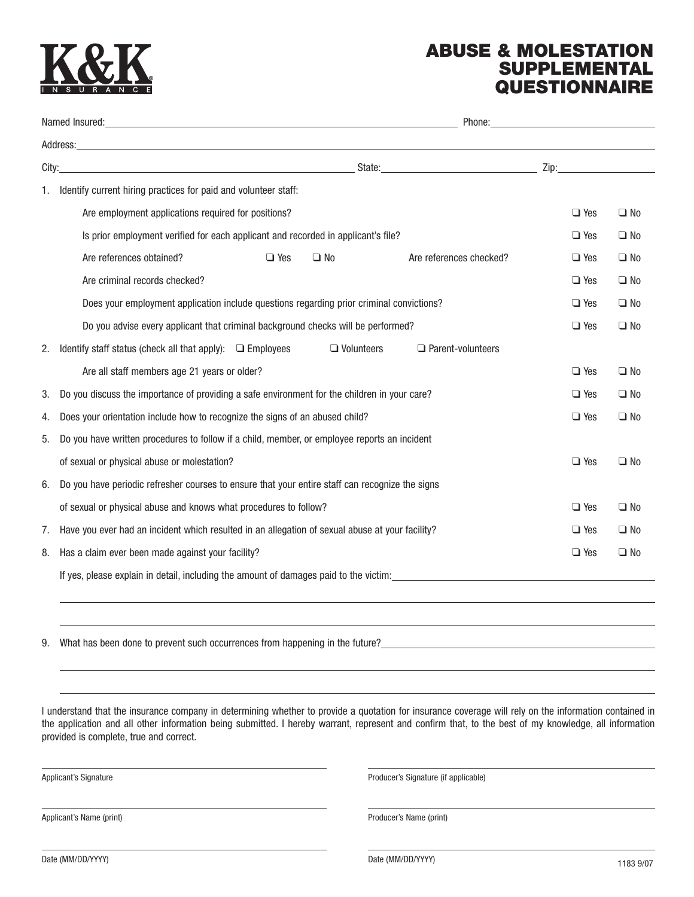K&K INSURANCE

# ABUSE & MOLESTATION SUPPLEMENTAL QUESTIONNAIRE

Named Insured: ______________________________ Phone: ______________________

Address: ______________________________________________________________

City: ______________________________ State: ______________________ Zip: ______________

1. Identify current hiring practices for paid and volunteer staff:

   Are employment applications required for positions? ❑ Yes ❑ No

   Is prior employment verified for each applicant and recorded in applicant's file? ❑ Yes ❑ No

   Are references obtained? ❑ Yes ❑ No  Are references checked? ❑ Yes ❑ No

   Are criminal records checked? ❑ Yes ❑ No

   Does your employment application include questions regarding prior criminal convictions? ❑ Yes ❑ No

   Do you advise every applicant that criminal background checks will be performed? ❑ Yes ❑ No

2. Identify staff status (check all that apply): ❑ Employees ❑ Volunteers ❑ Parent-volunteers

   Are all staff members age 21 years or older? ❑ Yes ❑ No

3. Do you discuss the importance of providing a safe environment for the children in your care? ❑ Yes ❑ No

4. Does your orientation include how to recognize the signs of an abused child? ❑ Yes ❑ No

5. Do you have written procedures to follow if a child, member, or employee reports an incident of sexual or physical abuse or molestation? ❑ Yes ❑ No

6. Do you have periodic refresher courses to ensure that your entire staff can recognize the signs of sexual or physical abuse and knows what procedures to follow? ❑ Yes ❑ No

7. Have you ever had an incident which resulted in an allegation of sexual abuse at your facility? ❑ Yes ❑ No

8. Has a claim ever been made against your facility? ❑ Yes ❑ No

   If yes, please explain in detail, including the amount of damages paid to the victim: ______________________________

   ______________________________________________________________

   ______________________________________________________________

9. What has been done to prevent such occurrences from happening in the future? ______________________________

   ______________________________________________________________

   ______________________________________________________________

I understand that the insurance company in determining whether to provide a quotation for insurance coverage will rely on the information contained in the application and all other information being submitted. I hereby warrant, represent and confirm that, to the best of my knowledge, all information provided is complete, true and correct.

______________________________ ______________________________
Applicant's Signature  Producer's Signature (if applicable)

______________________________ ______________________________
Applicant's Name (print)  Producer's Name (print)

______________________________ ______________________________
Date (MM/DD/YYYY)  Date (MM/DD/YYYY)

1183 9/07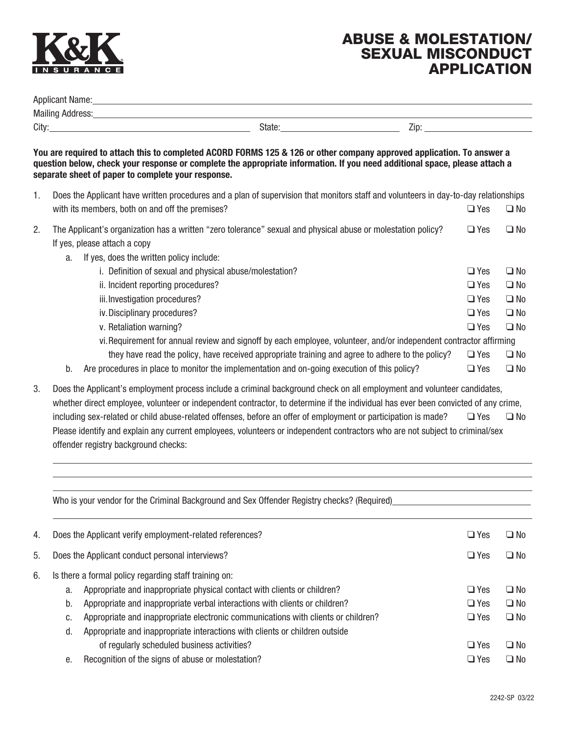K&K INSURANCE

# ABUSE & MOLESTATION/ SEXUAL MISCONDUCT APPLICATION

Applicant Name: ______________________________________________

Mailing Address: ______________________________________________

City: ______________________ State: ______________ Zip: ______________

**You are required to attach this to completed ACORD FORMS 125 & 126 or other company approved application. To answer a question below, check your response or complete the appropriate information. If you need additional space, please attach a separate sheet of paper to complete your response.**

1. Does the Applicant have written procedures and a plan of supervision that monitors staff and volunteers in day-to-day relationships with its members, both on and off the premises? ❑ Yes ❑ No

2. The Applicant's organization has a written "zero tolerance" sexual and physical abuse or molestation policy? ❑ Yes ❑ No
   If yes, please attach a copy
   a. If yes, does the written policy include:
      i. Definition of sexual and physical abuse/molestation? ❑ Yes ❑ No
      ii. Incident reporting procedures? ❑ Yes ❑ No
      iii. Investigation procedures? ❑ Yes ❑ No
      iv. Disciplinary procedures? ❑ Yes ❑ No
      v. Retaliation warning? ❑ Yes ❑ No
      vi. Requirement for annual review and signoff by each employee, volunteer, and/or independent contractor affirming they have read the policy, have received appropriate training and agree to adhere to the policy? ❑ Yes ❑ No
   b. Are procedures in place to monitor the implementation and on-going execution of this policy? ❑ Yes ❑ No

3. Does the Applicant's employment process include a criminal background check on all employment and volunteer candidates, whether direct employee, volunteer or independent contractor, to determine if the individual has ever been convicted of any crime, including sex-related or child abuse-related offenses, before an offer of employment or participation is made? ❑ Yes ❑ No
   Please identify and explain any current employees, volunteers or independent contractors who are not subject to criminal/sex offender registry background checks:

   ______________________________________________

   ______________________________________________

   ______________________________________________

   Who is your vendor for the Criminal Background and Sex Offender Registry checks? (Required) ______________________

   ______________________________________________

4. Does the Applicant verify employment-related references? ❑ Yes ❑ No

5. Does the Applicant conduct personal interviews? ❑ Yes ❑ No

6. Is there a formal policy regarding staff training on:
   a. Appropriate and inappropriate physical contact with clients or children? ❑ Yes ❑ No
   b. Appropriate and inappropriate verbal interactions with clients or children? ❑ Yes ❑ No
   c. Appropriate and inappropriate electronic communications with clients or children? ❑ Yes ❑ No
   d. Appropriate and inappropriate interactions with clients or children outside of regularly scheduled business activities? ❑ Yes ❑ No
   e. Recognition of the signs of abuse or molestation? ❑ Yes ❑ No

2242-SP 03/22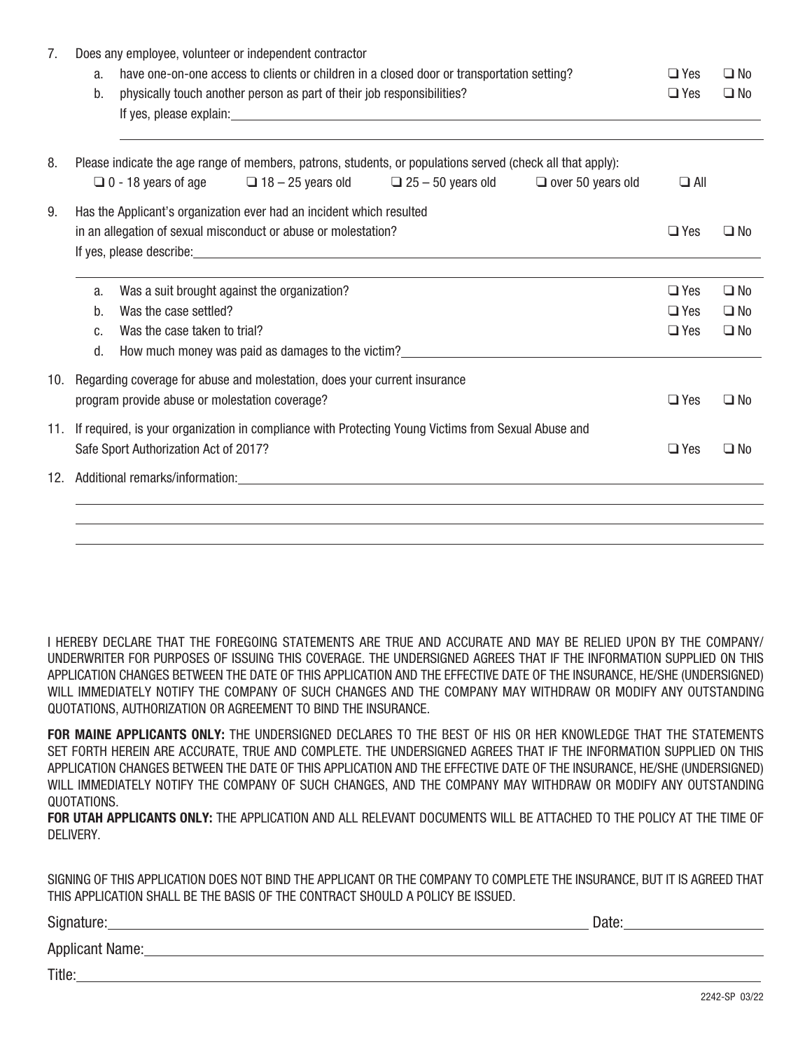7. Does any employee, volunteer or independent contractor
   a. have one-on-one access to clients or children in a closed door or transportation setting? ❑ Yes ❑ No
   b. physically touch another person as part of their job responsibilities? ❑ Yes ❑ No
   
   If yes, please explain: ____________________________________________

8. Please indicate the age range of members, patrons, students, or populations served (check all that apply):
   ❑ 0 - 18 years of age ❑ 18 – 25 years old ❑ 25 – 50 years old ❑ over 50 years old ❑ All

9. Has the Applicant's organization ever had an incident which resulted in an allegation of sexual misconduct or abuse or molestation? ❑ Yes ❑ No
   
   If yes, please describe: ____________________________________________
   
   a. Was a suit brought against the organization? ❑ Yes ❑ No
   b. Was the case settled? ❑ Yes ❑ No
   c. Was the case taken to trial? ❑ Yes ❑ No
   d. How much money was paid as damages to the victim? ____________________

10. Regarding coverage for abuse and molestation, does your current insurance program provide abuse or molestation coverage? ❑ Yes ❑ No

11. If required, is your organization in compliance with Protecting Young Victims from Sexual Abuse and Safe Sport Authorization Act of 2017? ❑ Yes ❑ No

12. Additional remarks/information: ____________________________________________

I HEREBY DECLARE THAT THE FOREGOING STATEMENTS ARE TRUE AND ACCURATE AND MAY BE RELIED UPON BY THE COMPANY/ UNDERWRITER FOR PURPOSES OF ISSUING THIS COVERAGE. THE UNDERSIGNED AGREES THAT IF THE INFORMATION SUPPLIED ON THIS APPLICATION CHANGES BETWEEN THE DATE OF THIS APPLICATION AND THE EFFECTIVE DATE OF THE INSURANCE, HE/SHE (UNDERSIGNED) WILL IMMEDIATELY NOTIFY THE COMPANY OF SUCH CHANGES AND THE COMPANY MAY WITHDRAW OR MODIFY ANY OUTSTANDING QUOTATIONS, AUTHORIZATION OR AGREEMENT TO BIND THE INSURANCE.

**FOR MAINE APPLICANTS ONLY:** THE UNDERSIGNED DECLARES TO THE BEST OF HIS OR HER KNOWLEDGE THAT THE STATEMENTS SET FORTH HEREIN ARE ACCURATE, TRUE AND COMPLETE. THE UNDERSIGNED AGREES THAT IF THE INFORMATION SUPPLIED ON THIS APPLICATION CHANGES BETWEEN THE DATE OF THIS APPLICATION AND THE EFFECTIVE DATE OF THE INSURANCE, HE/SHE (UNDERSIGNED) WILL IMMEDIATELY NOTIFY THE COMPANY OF SUCH CHANGES, AND THE COMPANY MAY WITHDRAW OR MODIFY ANY OUTSTANDING QUOTATIONS.

**FOR UTAH APPLICANTS ONLY:** THE APPLICATION AND ALL RELEVANT DOCUMENTS WILL BE ATTACHED TO THE POLICY AT THE TIME OF DELIVERY.

SIGNING OF THIS APPLICATION DOES NOT BIND THE APPLICANT OR THE COMPANY TO COMPLETE THE INSURANCE, BUT IT IS AGREED THAT THIS APPLICATION SHALL BE THE BASIS OF THE CONTRACT SHOULD A POLICY BE ISSUED.

Signature: ______________________________ Date: ______________

Applicant Name: ______________________________

Title: ______________________________

2242-SP 03/22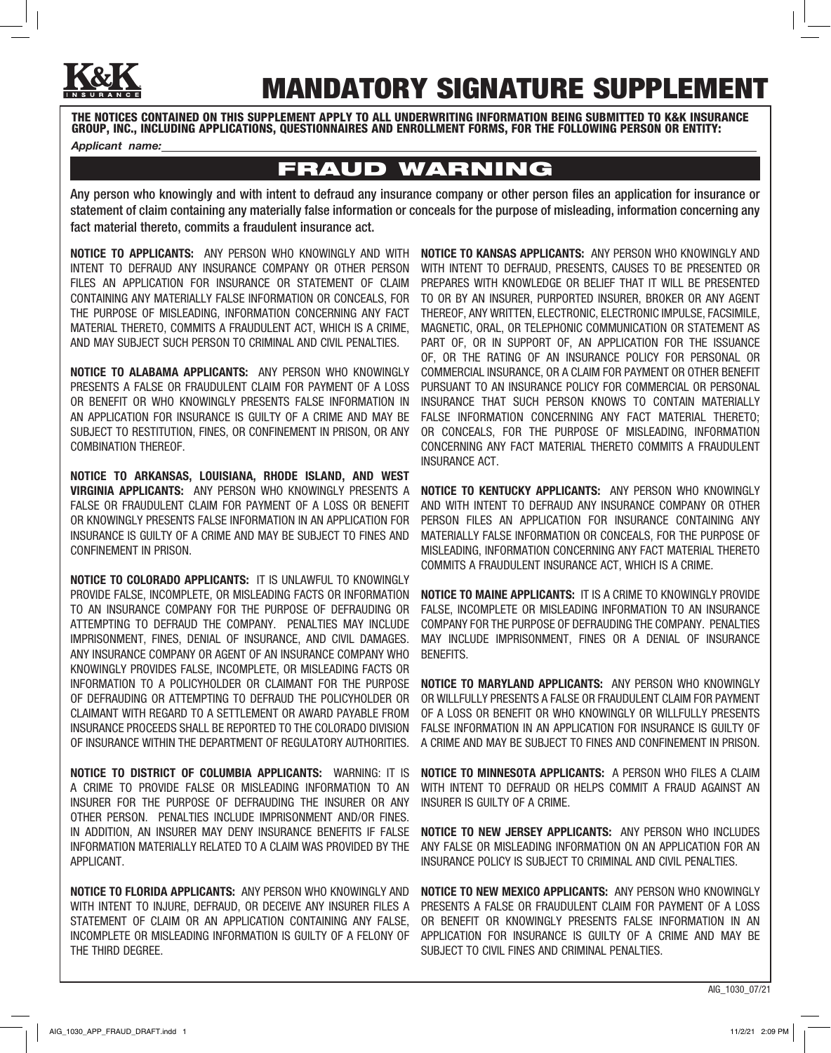# MANDATORY SIGNATURE SUPPLEMENT

**THE NOTICES CONTAINED ON THIS SUPPLEMENT APPLY TO ALL UNDERWRITING INFORMATION BEING SUBMITTED TO K&K INSURANCE GROUP, INC., INCLUDING APPLICATIONS, QUESTIONNAIRES AND ENROLLMENT FORMS, FOR THE FOLLOWING PERSON OR ENTITY:**

***Applicant name:***

## FRAUD WARNING

Any person who knowingly and with intent to defraud any insurance company or other person files an application for insurance or statement of claim containing any materially false information or conceals for the purpose of misleading, information concerning any fact material thereto, commits a fraudulent insurance act.

**NOTICE TO APPLICANTS:** ANY PERSON WHO KNOWINGLY AND WITH INTENT TO DEFRAUD ANY INSURANCE COMPANY OR OTHER PERSON FILES AN APPLICATION FOR INSURANCE OR STATEMENT OF CLAIM CONTAINING ANY MATERIALLY FALSE INFORMATION OR CONCEALS, FOR THE PURPOSE OF MISLEADING, INFORMATION CONCERNING ANY FACT MATERIAL THERETO, COMMITS A FRAUDULENT ACT, WHICH IS A CRIME, AND MAY SUBJECT SUCH PERSON TO CRIMINAL AND CIVIL PENALTIES.

**NOTICE TO ALABAMA APPLICANTS:** ANY PERSON WHO KNOWINGLY PRESENTS A FALSE OR FRAUDULENT CLAIM FOR PAYMENT OF A LOSS OR BENEFIT OR WHO KNOWINGLY PRESENTS FALSE INFORMATION IN AN APPLICATION FOR INSURANCE IS GUILTY OF A CRIME AND MAY BE SUBJECT TO RESTITUTION, FINES, OR CONFINEMENT IN PRISON, OR ANY COMBINATION THEREOF.

**NOTICE TO ARKANSAS, LOUISIANA, RHODE ISLAND, AND WEST VIRGINIA APPLICANTS:** ANY PERSON WHO KNOWINGLY PRESENTS A FALSE OR FRAUDULENT CLAIM FOR PAYMENT OF A LOSS OR BENEFIT OR KNOWINGLY PRESENTS FALSE INFORMATION IN AN APPLICATION FOR INSURANCE IS GUILTY OF A CRIME AND MAY BE SUBJECT TO FINES AND CONFINEMENT IN PRISON.

**NOTICE TO COLORADO APPLICANTS:** IT IS UNLAWFUL TO KNOWINGLY PROVIDE FALSE, INCOMPLETE, OR MISLEADING FACTS OR INFORMATION TO AN INSURANCE COMPANY FOR THE PURPOSE OF DEFRAUDING OR ATTEMPTING TO DEFRAUD THE COMPANY. PENALTIES MAY INCLUDE IMPRISONMENT, FINES, DENIAL OF INSURANCE, AND CIVIL DAMAGES. ANY INSURANCE COMPANY OR AGENT OF AN INSURANCE COMPANY WHO KNOWINGLY PROVIDES FALSE, INCOMPLETE, OR MISLEADING FACTS OR INFORMATION TO A POLICYHOLDER OR CLAIMANT FOR THE PURPOSE OF DEFRAUDING OR ATTEMPTING TO DEFRAUD THE POLICYHOLDER OR CLAIMANT WITH REGARD TO A SETTLEMENT OR AWARD PAYABLE FROM INSURANCE PROCEEDS SHALL BE REPORTED TO THE COLORADO DIVISION OF INSURANCE WITHIN THE DEPARTMENT OF REGULATORY AUTHORITIES.

**NOTICE TO DISTRICT OF COLUMBIA APPLICANTS:** WARNING: IT IS A CRIME TO PROVIDE FALSE OR MISLEADING INFORMATION TO AN INSURER FOR THE PURPOSE OF DEFRAUDING THE INSURER OR ANY OTHER PERSON. PENALTIES INCLUDE IMPRISONMENT AND/OR FINES. IN ADDITION, AN INSURER MAY DENY INSURANCE BENEFITS IF FALSE INFORMATION MATERIALLY RELATED TO A CLAIM WAS PROVIDED BY THE APPLICANT.

**NOTICE TO FLORIDA APPLICANTS:** ANY PERSON WHO KNOWINGLY AND WITH INTENT TO INJURE, DEFRAUD, OR DECEIVE ANY INSURER FILES A STATEMENT OF CLAIM OR AN APPLICATION CONTAINING ANY FALSE, INCOMPLETE OR MISLEADING INFORMATION IS GUILTY OF A FELONY OF THE THIRD DEGREE.

**NOTICE TO KANSAS APPLICANTS:** ANY PERSON WHO KNOWINGLY AND WITH INTENT TO DEFRAUD, PRESENTS, CAUSES TO BE PRESENTED OR PREPARES WITH KNOWLEDGE OR BELIEF THAT IT WILL BE PRESENTED TO OR BY AN INSURER, PURPORTED INSURER, BROKER OR ANY AGENT THEREOF, ANY WRITTEN, ELECTRONIC, ELECTRONIC IMPULSE, FACSIMILE, MAGNETIC, ORAL, OR TELEPHONIC COMMUNICATION OR STATEMENT AS PART OF, OR IN SUPPORT OF, AN APPLICATION FOR THE ISSUANCE OF, OR THE RATING OF AN INSURANCE POLICY FOR PERSONAL OR COMMERCIAL INSURANCE, OR A CLAIM FOR PAYMENT OR OTHER BENEFIT PURSUANT TO AN INSURANCE POLICY FOR COMMERCIAL OR PERSONAL INSURANCE THAT SUCH PERSON KNOWS TO CONTAIN MATERIALLY FALSE INFORMATION CONCERNING ANY FACT MATERIAL THERETO; OR CONCEALS, FOR THE PURPOSE OF MISLEADING, INFORMATION CONCERNING ANY FACT MATERIAL THERETO COMMITS A FRAUDULENT INSURANCE ACT.

**NOTICE TO KENTUCKY APPLICANTS:** ANY PERSON WHO KNOWINGLY AND WITH INTENT TO DEFRAUD ANY INSURANCE COMPANY OR OTHER PERSON FILES AN APPLICATION FOR INSURANCE CONTAINING ANY MATERIALLY FALSE INFORMATION OR CONCEALS, FOR THE PURPOSE OF MISLEADING, INFORMATION CONCERNING ANY FACT MATERIAL THERETO COMMITS A FRAUDULENT INSURANCE ACT, WHICH IS A CRIME.

**NOTICE TO MAINE APPLICANTS:** IT IS A CRIME TO KNOWINGLY PROVIDE FALSE, INCOMPLETE OR MISLEADING INFORMATION TO AN INSURANCE COMPANY FOR THE PURPOSE OF DEFRAUDING THE COMPANY. PENALTIES MAY INCLUDE IMPRISONMENT, FINES OR A DENIAL OF INSURANCE BENEFITS.

**NOTICE TO MARYLAND APPLICANTS:** ANY PERSON WHO KNOWINGLY OR WILLFULLY PRESENTS A FALSE OR FRAUDULENT CLAIM FOR PAYMENT OF A LOSS OR BENEFIT OR WHO KNOWINGLY OR WILLFULLY PRESENTS FALSE INFORMATION IN AN APPLICATION FOR INSURANCE IS GUILTY OF A CRIME AND MAY BE SUBJECT TO FINES AND CONFINEMENT IN PRISON.

**NOTICE TO MINNESOTA APPLICANTS:** A PERSON WHO FILES A CLAIM WITH INTENT TO DEFRAUD OR HELPS COMMIT A FRAUD AGAINST AN INSURER IS GUILTY OF A CRIME.

**NOTICE TO NEW JERSEY APPLICANTS:** ANY PERSON WHO INCLUDES ANY FALSE OR MISLEADING INFORMATION ON AN APPLICATION FOR AN INSURANCE POLICY IS SUBJECT TO CRIMINAL AND CIVIL PENALTIES.

**NOTICE TO NEW MEXICO APPLICANTS:** ANY PERSON WHO KNOWINGLY PRESENTS A FALSE OR FRAUDULENT CLAIM FOR PAYMENT OF A LOSS OR BENEFIT OR KNOWINGLY PRESENTS FALSE INFORMATION IN AN APPLICATION FOR INSURANCE IS GUILTY OF A CRIME AND MAY BE SUBJECT TO CIVIL FINES AND CRIMINAL PENALTIES.

AIG_1030_07/21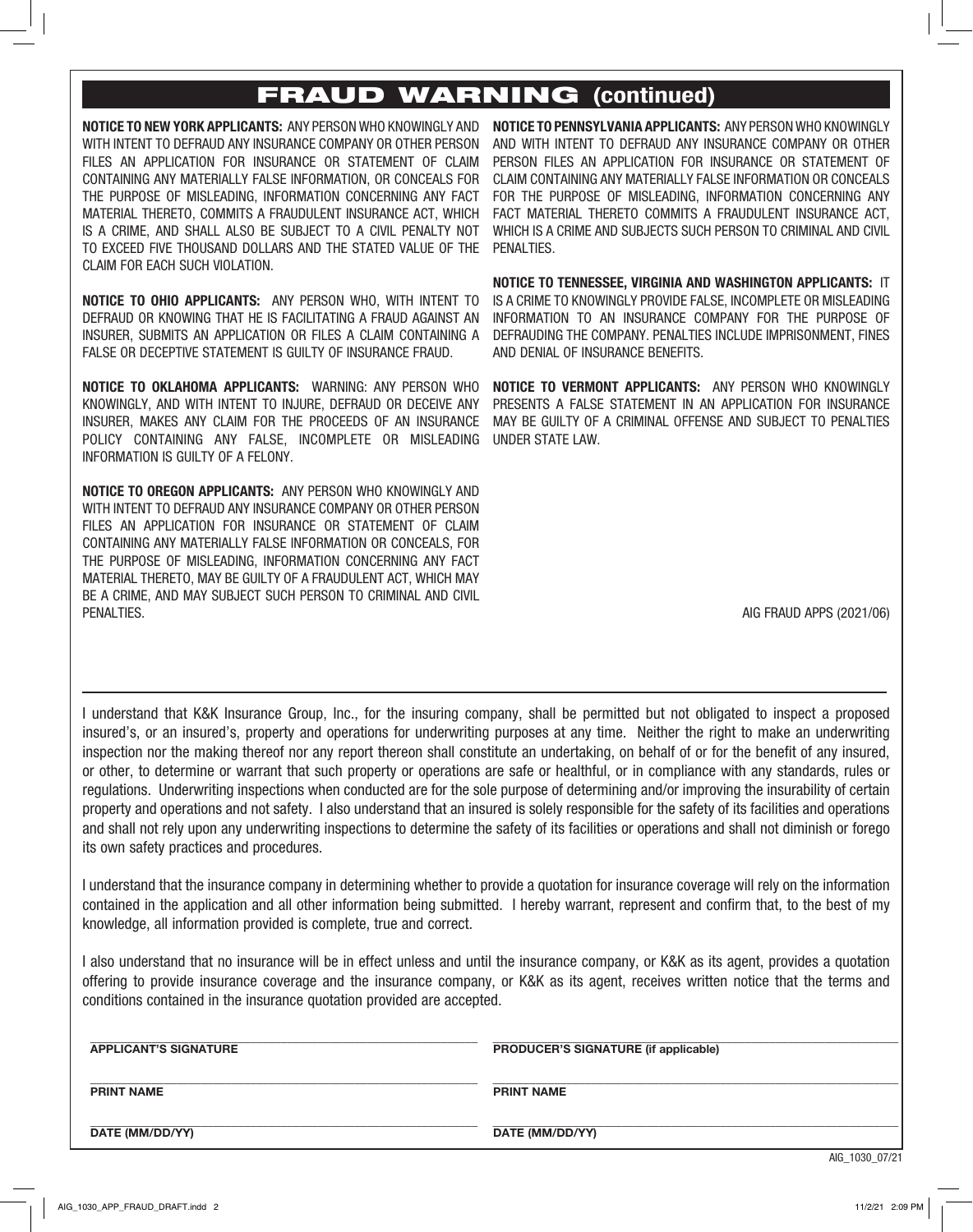# FRAUD WARNING (continued)

**NOTICE TO NEW YORK APPLICANTS:** ANY PERSON WHO KNOWINGLY AND WITH INTENT TO DEFRAUD ANY INSURANCE COMPANY OR OTHER PERSON FILES AN APPLICATION FOR INSURANCE OR STATEMENT OF CLAIM CONTAINING ANY MATERIALLY FALSE INFORMATION, OR CONCEALS FOR THE PURPOSE OF MISLEADING, INFORMATION CONCERNING ANY FACT MATERIAL THERETO, COMMITS A FRAUDULENT INSURANCE ACT, WHICH IS A CRIME, AND SHALL ALSO BE SUBJECT TO A CIVIL PENALTY NOT TO EXCEED FIVE THOUSAND DOLLARS AND THE STATED VALUE OF THE CLAIM FOR EACH SUCH VIOLATION.

**NOTICE TO OHIO APPLICANTS:** ANY PERSON WHO, WITH INTENT TO DEFRAUD OR KNOWING THAT HE IS FACILITATING A FRAUD AGAINST AN INSURER, SUBMITS AN APPLICATION OR FILES A CLAIM CONTAINING A FALSE OR DECEPTIVE STATEMENT IS GUILTY OF INSURANCE FRAUD.

**NOTICE TO OKLAHOMA APPLICANTS:** WARNING: ANY PERSON WHO KNOWINGLY, AND WITH INTENT TO INJURE, DEFRAUD OR DECEIVE ANY INSURER, MAKES ANY CLAIM FOR THE PROCEEDS OF AN INSURANCE POLICY CONTAINING ANY FALSE, INCOMPLETE OR MISLEADING INFORMATION IS GUILTY OF A FELONY.

**NOTICE TO OREGON APPLICANTS:** ANY PERSON WHO KNOWINGLY AND WITH INTENT TO DEFRAUD ANY INSURANCE COMPANY OR OTHER PERSON FILES AN APPLICATION FOR INSURANCE OR STATEMENT OF CLAIM CONTAINING ANY MATERIALLY FALSE INFORMATION OR CONCEALS, FOR THE PURPOSE OF MISLEADING, INFORMATION CONCERNING ANY FACT MATERIAL THERETO, MAY BE GUILTY OF A FRAUDULENT ACT, WHICH MAY BE A CRIME, AND MAY SUBJECT SUCH PERSON TO CRIMINAL AND CIVIL PENALTIES.

**NOTICE TO PENNSYLVANIA APPLICANTS:** ANY PERSON WHO KNOWINGLY AND WITH INTENT TO DEFRAUD ANY INSURANCE COMPANY OR OTHER PERSON FILES AN APPLICATION FOR INSURANCE OR STATEMENT OF CLAIM CONTAINING ANY MATERIALLY FALSE INFORMATION OR CONCEALS FOR THE PURPOSE OF MISLEADING, INFORMATION CONCERNING ANY FACT MATERIAL THERETO COMMITS A FRAUDULENT INSURANCE ACT, WHICH IS A CRIME AND SUBJECTS SUCH PERSON TO CRIMINAL AND CIVIL PENALTIES.

**NOTICE TO TENNESSEE, VIRGINIA AND WASHINGTON APPLICANTS:** IT IS A CRIME TO KNOWINGLY PROVIDE FALSE, INCOMPLETE OR MISLEADING INFORMATION TO AN INSURANCE COMPANY FOR THE PURPOSE OF DEFRAUDING THE COMPANY. PENALTIES INCLUDE IMPRISONMENT, FINES AND DENIAL OF INSURANCE BENEFITS.

**NOTICE TO VERMONT APPLICANTS:** ANY PERSON WHO KNOWINGLY PRESENTS A FALSE STATEMENT IN AN APPLICATION FOR INSURANCE MAY BE GUILTY OF A CRIMINAL OFFENSE AND SUBJECT TO PENALTIES UNDER STATE LAW.

AIG FRAUD APPS (2021/06)

---

I understand that K&K Insurance Group, Inc., for the insuring company, shall be permitted but not obligated to inspect a proposed insured's, or an insured's, property and operations for underwriting purposes at any time. Neither the right to make an underwriting inspection nor the making thereof nor any report thereon shall constitute an undertaking, on behalf of or for the benefit of any insured, or other, to determine or warrant that such property or operations are safe or healthful, or in compliance with any standards, rules or regulations. Underwriting inspections when conducted are for the sole purpose of determining and/or improving the insurability of certain property and operations and not safety. I also understand that an insured is solely responsible for the safety of its facilities and operations and shall not rely upon any underwriting inspections to determine the safety of its facilities or operations and shall not diminish or forego its own safety practices and procedures.

I understand that the insurance company in determining whether to provide a quotation for insurance coverage will rely on the information contained in the application and all other information being submitted. I hereby warrant, represent and confirm that, to the best of my knowledge, all information provided is complete, true and correct.

I also understand that no insurance will be in effect unless and until the insurance company, or K&K as its agent, provides a quotation offering to provide insurance coverage and the insurance company, or K&K as its agent, receives written notice that the terms and conditions contained in the insurance quotation provided are accepted.

| | |
|---|---|
| **APPLICANT'S SIGNATURE** | **PRODUCER'S SIGNATURE (if applicable)** |
| **PRINT NAME** | **PRINT NAME** |
| **DATE (MM/DD/YY)** | **DATE (MM/DD/YY)** |

AIG_1030_07/21